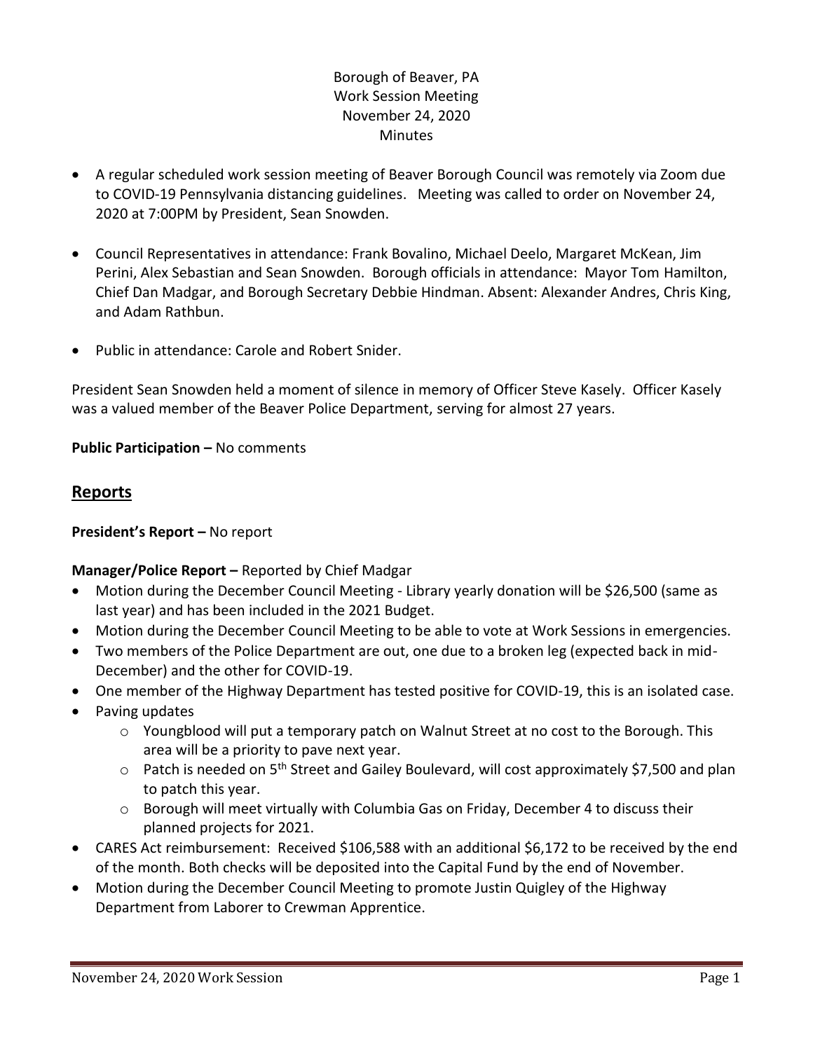Borough of Beaver, PA
Work Session Meeting
November 24, 2020
Minutes

- A regular scheduled work session meeting of Beaver Borough Council was remotely via Zoom due to COVID-19 Pennsylvania distancing guidelines. Meeting was called to order on November 24, 2020 at 7:00PM by President, Sean Snowden.
- Council Representatives in attendance: Frank Bovalino, Michael Deelo, Margaret McKean, Jim Perini, Alex Sebastian and Sean Snowden. Borough officials in attendance: Mayor Tom Hamilton, Chief Dan Madgar, and Borough Secretary Debbie Hindman. Absent: Alexander Andres, Chris King, and Adam Rathbun.
- Public in attendance: Carole and Robert Snider.

President Sean Snowden held a moment of silence in memory of Officer Steve Kasely. Officer Kasely was a valued member of the Beaver Police Department, serving for almost 27 years.

**Public Participation –** No comments

## Reports

**President's Report –** No report

**Manager/Police Report –** Reported by Chief Madgar

- Motion during the December Council Meeting - Library yearly donation will be $26,500 (same as last year) and has been included in the 2021 Budget.
- Motion during the December Council Meeting to be able to vote at Work Sessions in emergencies.
- Two members of the Police Department are out, one due to a broken leg (expected back in mid-December) and the other for COVID-19.
- One member of the Highway Department has tested positive for COVID-19, this is an isolated case.
- Paving updates
  - Youngblood will put a temporary patch on Walnut Street at no cost to the Borough. This area will be a priority to pave next year.
  - Patch is needed on 5th Street and Gailey Boulevard, will cost approximately $7,500 and plan to patch this year.
  - Borough will meet virtually with Columbia Gas on Friday, December 4 to discuss their planned projects for 2021.
- CARES Act reimbursement: Received $106,588 with an additional $6,172 to be received by the end of the month. Both checks will be deposited into the Capital Fund by the end of November.
- Motion during the December Council Meeting to promote Justin Quigley of the Highway Department from Laborer to Crewman Apprentice.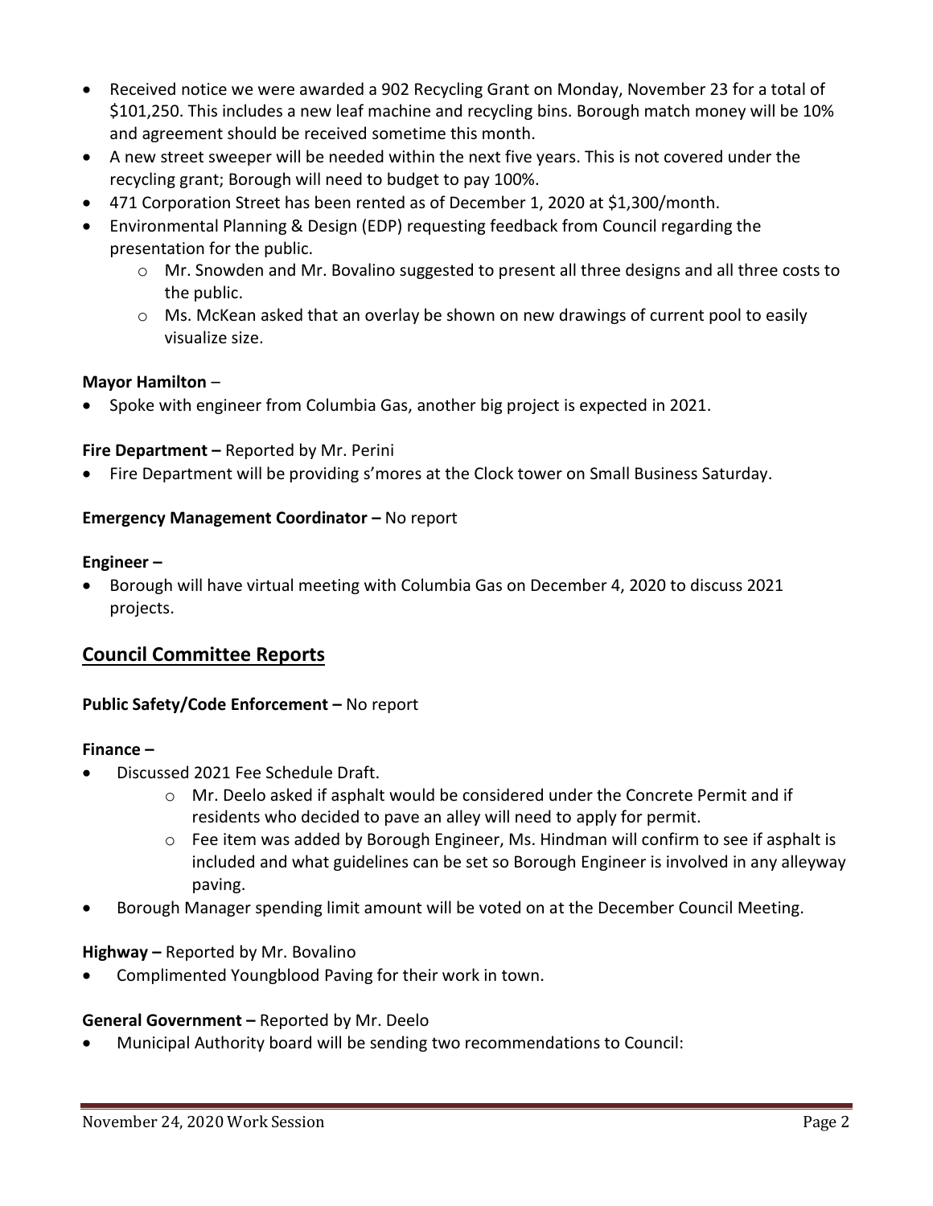- Received notice we were awarded a 902 Recycling Grant on Monday, November 23 for a total of $101,250. This includes a new leaf machine and recycling bins. Borough match money will be 10% and agreement should be received sometime this month.
- A new street sweeper will be needed within the next five years. This is not covered under the recycling grant; Borough will need to budget to pay 100%.
- 471 Corporation Street has been rented as of December 1, 2020 at $1,300/month.
- Environmental Planning & Design (EDP) requesting feedback from Council regarding the presentation for the public.
    - Mr. Snowden and Mr. Bovalino suggested to present all three designs and all three costs to the public.
    - Ms. McKean asked that an overlay be shown on new drawings of current pool to easily visualize size.

**Mayor Hamilton** –

- Spoke with engineer from Columbia Gas, another big project is expected in 2021.

**Fire Department –** Reported by Mr. Perini

- Fire Department will be providing s'mores at the Clock tower on Small Business Saturday.

**Emergency Management Coordinator –** No report

**Engineer –**

- Borough will have virtual meeting with Columbia Gas on December 4, 2020 to discuss 2021 projects.

## Council Committee Reports

**Public Safety/Code Enforcement –** No report

**Finance –**

- Discussed 2021 Fee Schedule Draft.
    - Mr. Deelo asked if asphalt would be considered under the Concrete Permit and if residents who decided to pave an alley will need to apply for permit.
    - Fee item was added by Borough Engineer, Ms. Hindman will confirm to see if asphalt is included and what guidelines can be set so Borough Engineer is involved in any alleyway paving.
- Borough Manager spending limit amount will be voted on at the December Council Meeting.

**Highway –** Reported by Mr. Bovalino

- Complimented Youngblood Paving for their work in town.

**General Government –** Reported by Mr. Deelo

- Municipal Authority board will be sending two recommendations to Council: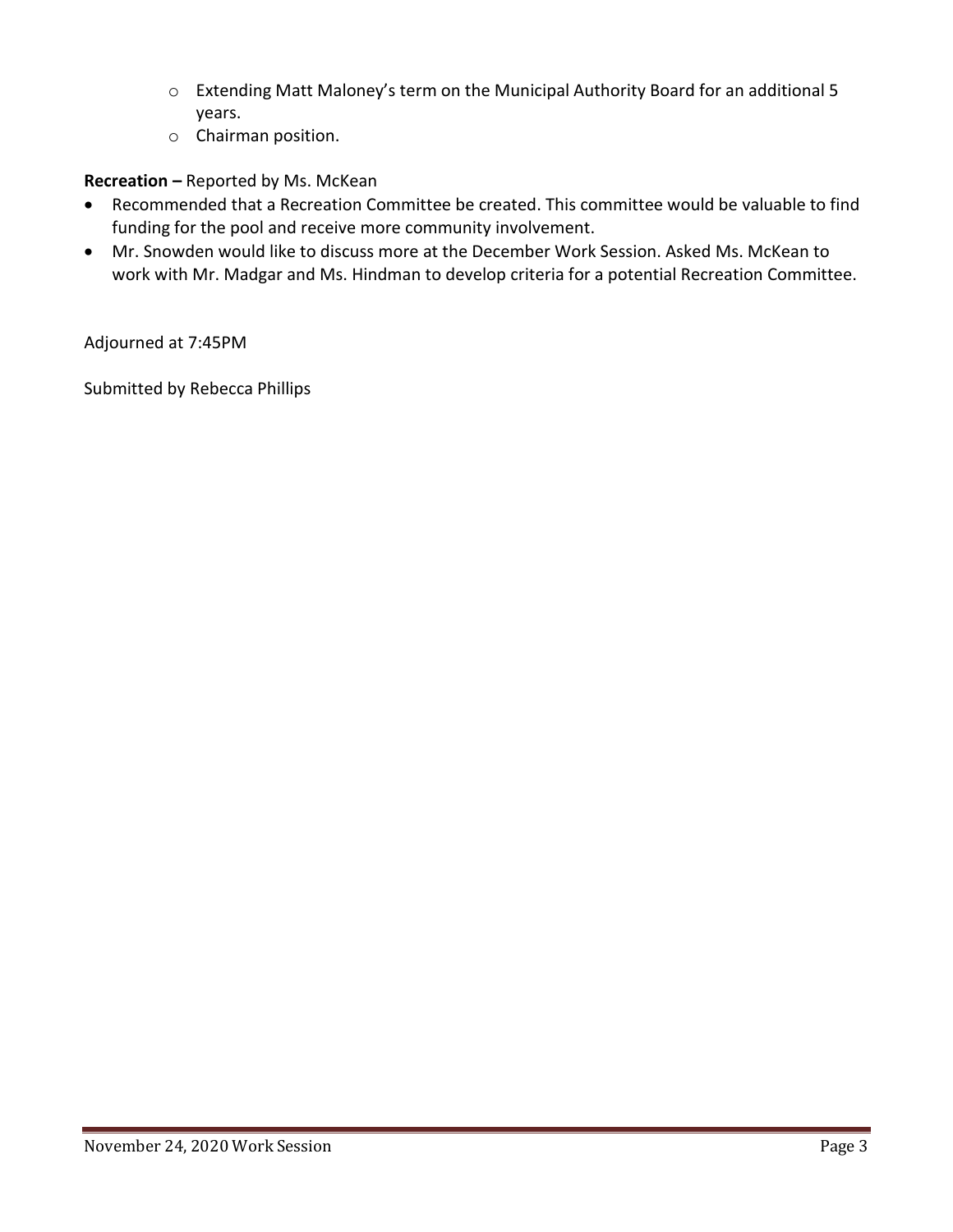- Extending Matt Maloney's term on the Municipal Authority Board for an additional 5 years.
  - Chairman position.

**Recreation –** Reported by Ms. McKean

- Recommended that a Recreation Committee be created. This committee would be valuable to find funding for the pool and receive more community involvement.
- Mr. Snowden would like to discuss more at the December Work Session. Asked Ms. McKean to work with Mr. Madgar and Ms. Hindman to develop criteria for a potential Recreation Committee.

Adjourned at 7:45PM

Submitted by Rebecca Phillips